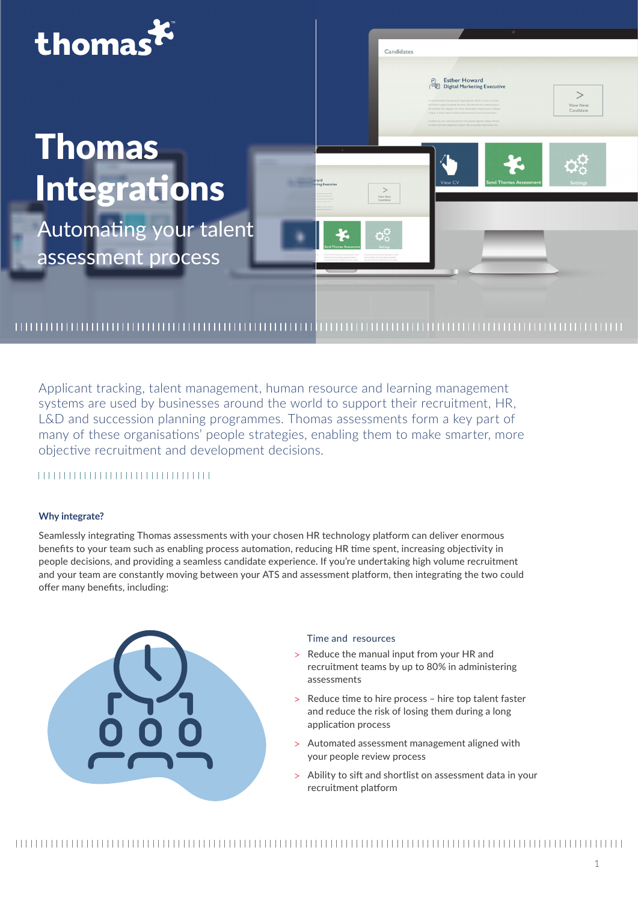thomas

# Thomas Integrations

## Automating your talent assessment process

Applicant tracking, talent management, human resource and learning management systems are used by businesses around the world to support their recruitment, HR, L&D and succession planning programmes. Thomas assessments form a key part of many of these organisations' people strategies, enabling them to make smarter, more objective recruitment and development decisions.

### Why integrate?

Seamlessly integrating Thomas assessments with your chosen HR technology platform can deliver enormous benefits to your team such as enabling process automation, reducing HR time spent, increasing objectivity in people decisions, and providing a seamless candidate experience. If you're undertaking high volume recruitment and your team are constantly moving between your ATS and assessment platform, then integrating the two could offer many benefits, including:

#### Time and resources

- Reduce the manual input from your HR and recruitment teams by up to 80% in administering assessments
- Reduce time to hire process – hire top talent faster and reduce the risk of losing them during a long application process
- Automated assessment management aligned with your people review process
- Ability to sift and shortlist on assessment data in your recruitment platform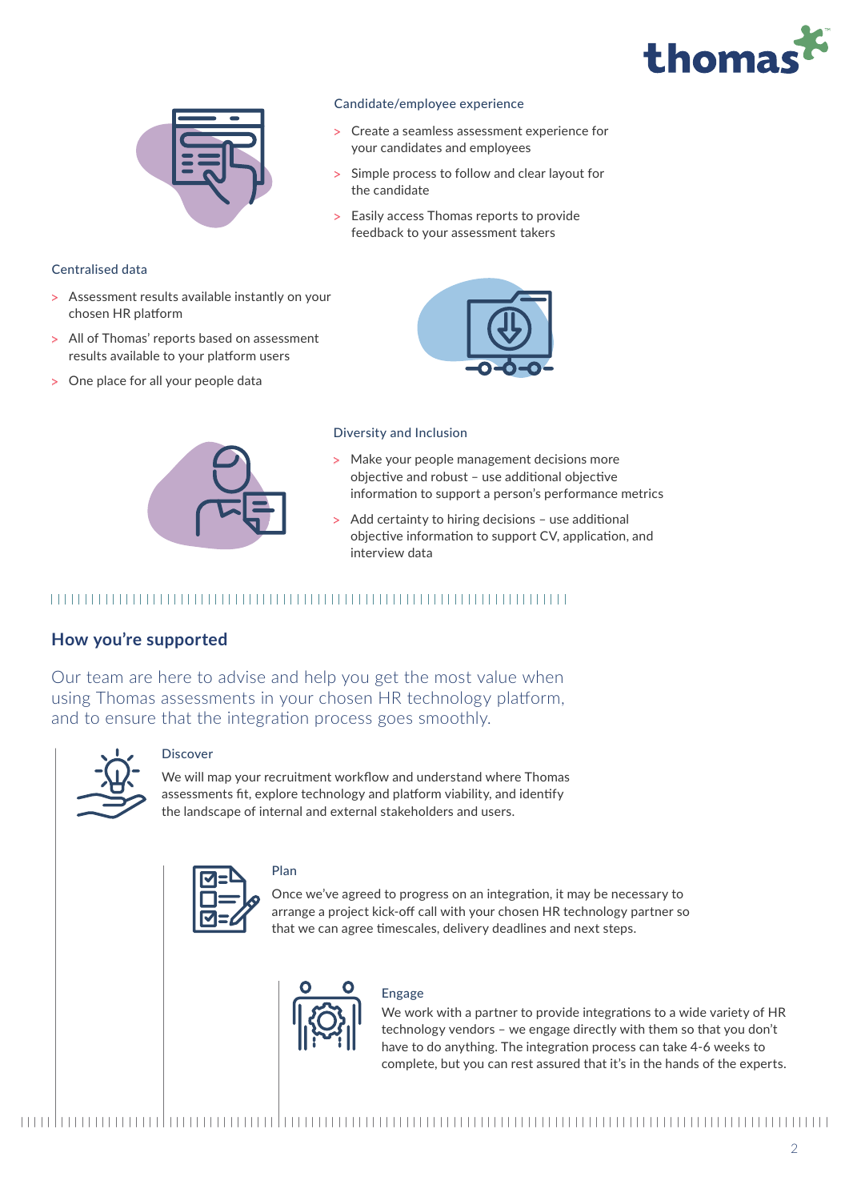### Candidate/employee experience

- Create a seamless assessment experience for your candidates and employees
- Simple process to follow and clear layout for the candidate
- Easily access Thomas reports to provide feedback to your assessment takers

### Centralised data

- Assessment results available instantly on your chosen HR platform
- All of Thomas' reports based on assessment results available to your platform users
- One place for all your people data

### Diversity and Inclusion

- Make your people management decisions more objective and robust – use additional objective information to support a person's performance metrics
- Add certainty to hiring decisions – use additional objective information to support CV, application, and interview data

## How you're supported

Our team are here to advise and help you get the most value when using Thomas assessments in your chosen HR technology platform, and to ensure that the integration process goes smoothly.

### Discover

We will map your recruitment workflow and understand where Thomas assessments fit, explore technology and platform viability, and identify the landscape of internal and external stakeholders and users.

### Plan

Once we've agreed to progress on an integration, it may be necessary to arrange a project kick-off call with your chosen HR technology partner so that we can agree timescales, delivery deadlines and next steps.

### Engage

We work with a partner to provide integrations to a wide variety of HR technology vendors – we engage directly with them so that you don't have to do anything. The integration process can take 4-6 weeks to complete, but you can rest assured that it's in the hands of the experts.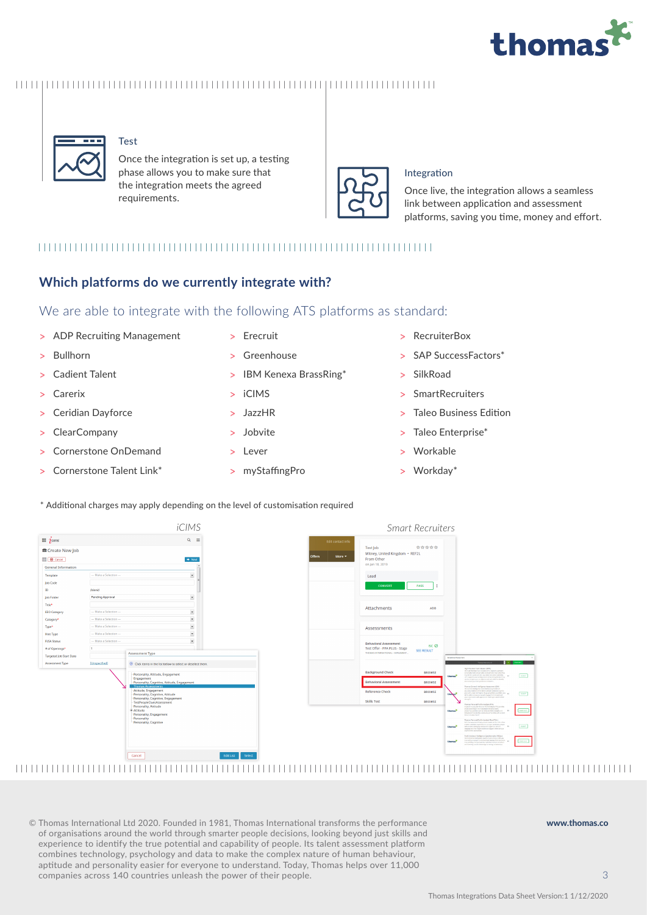### Test

Once the integration is set up, a testing phase allows you to make sure that the integration meets the agreed requirements.

### Integration

Once live, the integration allows a seamless link between application and assessment platforms, saving you time, money and effort.

## Which platforms do we currently integrate with?

We are able to integrate with the following ATS platforms as standard:

- ADP Recruiting Management
- Bullhorn
- Cadient Talent
- Carerix
- Ceridian Dayforce
- ClearCompany
- Cornerstone OnDemand
- Cornerstone Talent Link*
- Erecruit
- Greenhouse
- IBM Kenexa BrassRing*
- iCIMS
- JazzHR
- Jobvite
- Lever
- myStaffingPro
- RecruiterBox
- SAP SuccessFactors*
- SilkRoad
- SmartRecruiters
- Taleo Business Edition
- Taleo Enterprise*
- Workable
- Workday*

* Additional charges may apply depending on the level of customisation required

*iCIMS*

*Smart Recruiters*

© Thomas International Ltd 2020. Founded in 1981, Thomas International transforms the performance of organisations around the world through smarter people decisions, looking beyond just skills and experience to identify the true potential and capability of people. Its talent assessment platform combines technology, psychology and data to make the complex nature of human behaviour, aptitude and personality easier for everyone to understand. Today, Thomas helps over 11,000 companies across 140 countries unleash the power of their people.

**www.thomas.co**

Thomas Integrations Data Sheet Version:1 1/12/2020